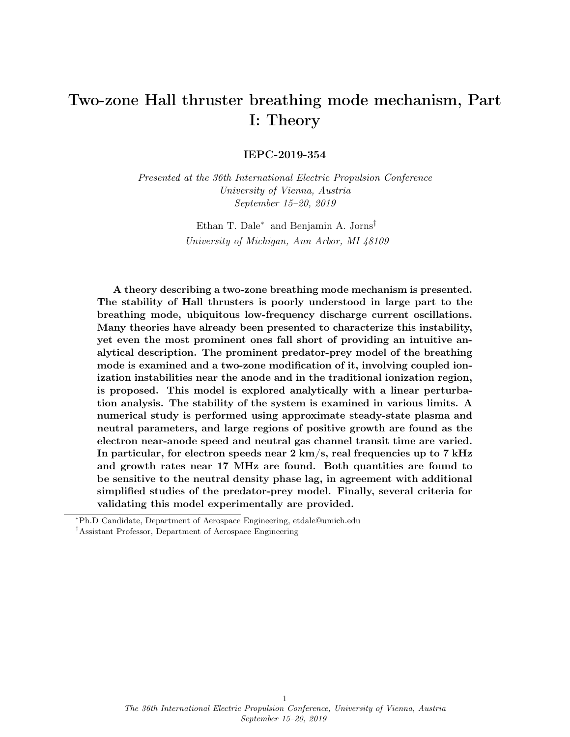# Two-zone Hall thruster breathing mode mechanism, Part I: Theory

**IEPC-2019-354**

*Presented at the 36th International Electric Propulsion Conference*
*University of Vienna, Austria*
*September 15–20, 2019*

Ethan T. Dale[*] and Benjamin A. Jorns[†]
*University of Michigan, Ann Arbor, MI 48109*

**A theory describing a two-zone breathing mode mechanism is presented. The stability of Hall thrusters is poorly understood in large part to the breathing mode, ubiquitous low-frequency discharge current oscillations. Many theories have already been presented to characterize this instability, yet even the most prominent ones fall short of providing an intuitive analytical description. The prominent predator-prey model of the breathing mode is examined and a two-zone modification of it, involving coupled ionization instabilities near the anode and in the traditional ionization region, is proposed. This model is explored analytically with a linear perturbation analysis. The stability of the system is examined in various limits. A numerical study is performed using approximate steady-state plasma and neutral parameters, and large regions of positive growth are found as the electron near-anode speed and neutral gas channel transit time are varied. In particular, for electron speeds near 2 km/s, real frequencies up to 7 kHz and growth rates near 17 MHz are found. Both quantities are found to be sensitive to the neutral density phase lag, in agreement with additional simplified studies of the predator-prey model. Finally, several criteria for validating this model experimentally are provided.**

[*] Ph.D Candidate, Department of Aerospace Engineering, etdale@umich.edu

[†] Assistant Professor, Department of Aerospace Engineering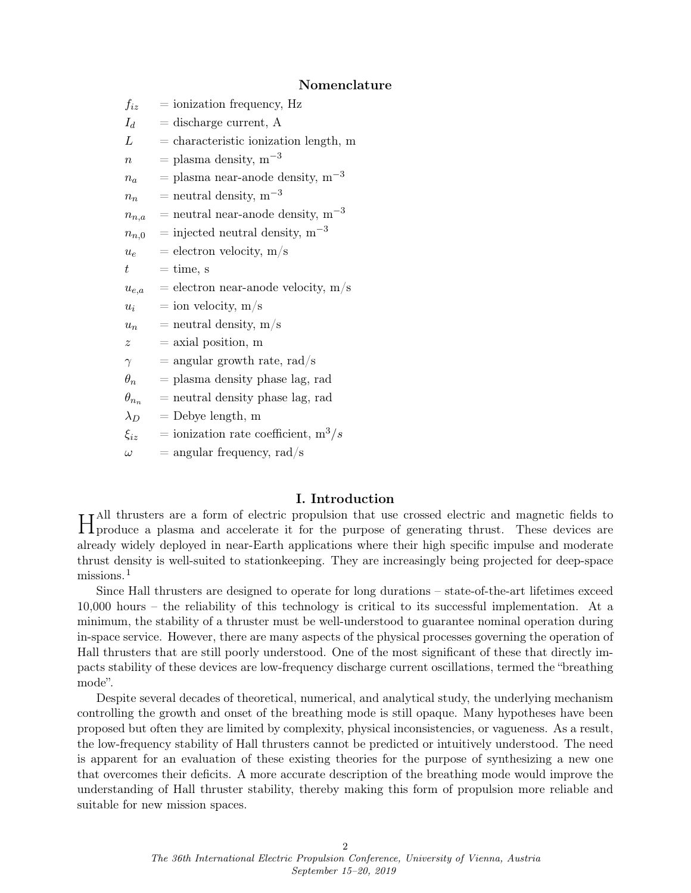## Nomenclature

| | |
|---|---|
| $f_{iz}$ | = ionization frequency, Hz |
| $I_d$ | = discharge current, A |
| $L$ | = characteristic ionization length, m |
| $n$ | = plasma density, m$^{-3}$ |
| $n_a$ | = plasma near-anode density, m$^{-3}$ |
| $n_n$ | = neutral density, m$^{-3}$ |
| $n_{n,a}$ | = neutral near-anode density, m$^{-3}$ |
| $n_{n,0}$ | = injected neutral density, m$^{-3}$ |
| $u_e$ | = electron velocity, m/s |
| $t$ | = time, s |
| $u_{e,a}$ | = electron near-anode velocity, m/s |
| $u_i$ | = ion velocity, m/s |
| $u_n$ | = neutral density, m/s |
| $z$ | = axial position, m |
| $\gamma$ | = angular growth rate, rad/s |
| $\theta_n$ | = plasma density phase lag, rad |
| $\theta_{n_n}$ | = neutral density phase lag, rad |
| $\lambda_D$ | = Debye length, m |
| $\xi_{iz}$ | = ionization rate coefficient, m$^3/s$ |
| $\omega$ | = angular frequency, rad/s |

## I. Introduction

Hall thrusters are a form of electric propulsion that use crossed electric and magnetic fields to produce a plasma and accelerate it for the purpose of generating thrust. These devices are already widely deployed in near-Earth applications where their high specific impulse and moderate thrust density is well-suited to stationkeeping. They are increasingly being projected for deep-space missions.[1]

Since Hall thrusters are designed to operate for long durations – state-of-the-art lifetimes exceed 10,000 hours – the reliability of this technology is critical to its successful implementation. At a minimum, the stability of a thruster must be well-understood to guarantee nominal operation during in-space service. However, there are many aspects of the physical processes governing the operation of Hall thrusters that are still poorly understood. One of the most significant of these that directly impacts stability of these devices are low-frequency discharge current oscillations, termed the "breathing mode".

Despite several decades of theoretical, numerical, and analytical study, the underlying mechanism controlling the growth and onset of the breathing mode is still opaque. Many hypotheses have been proposed but often they are limited by complexity, physical inconsistencies, or vagueness. As a result, the low-frequency stability of Hall thrusters cannot be predicted or intuitively understood. The need is apparent for an evaluation of these existing theories for the purpose of synthesizing a new one that overcomes their deficits. A more accurate description of the breathing mode would improve the understanding of Hall thruster stability, thereby making this form of propulsion more reliable and suitable for new mission spaces.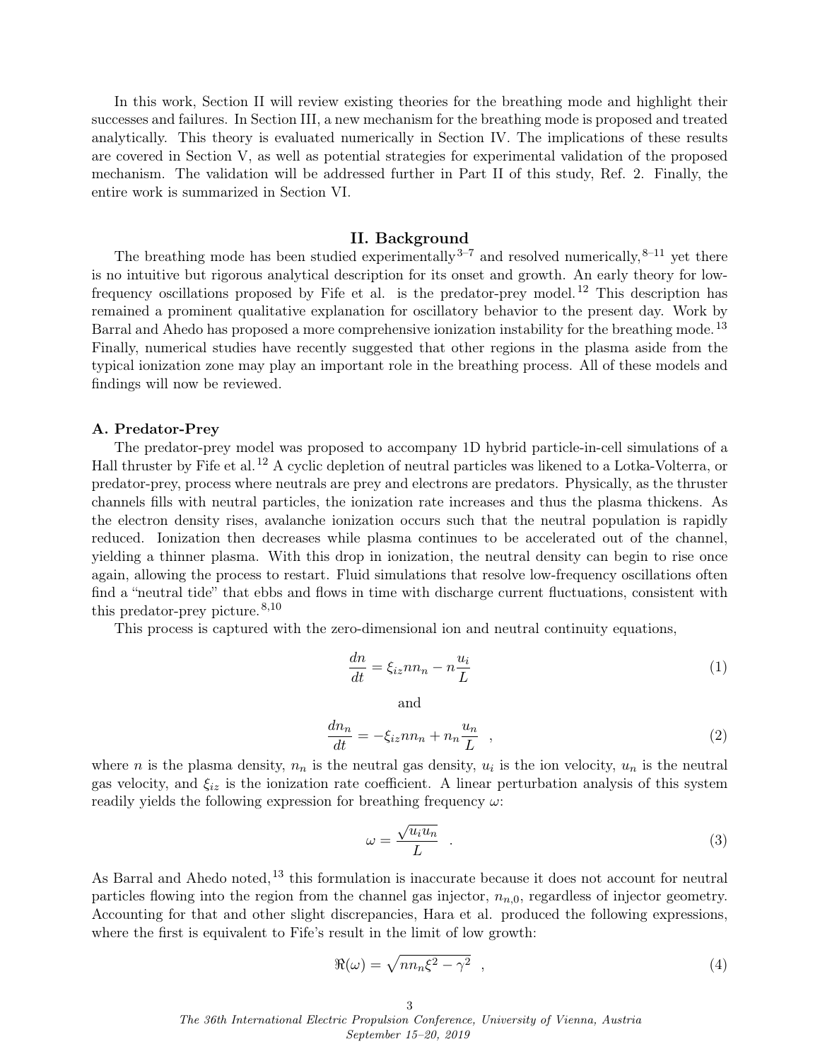In this work, Section II will review existing theories for the breathing mode and highlight their successes and failures. In Section III, a new mechanism for the breathing mode is proposed and treated analytically. This theory is evaluated numerically in Section IV. The implications of these results are covered in Section V, as well as potential strategies for experimental validation of the proposed mechanism. The validation will be addressed further in Part II of this study, Ref. 2. Finally, the entire work is summarized in Section VI.

## II. Background

The breathing mode has been studied experimentally[3–7] and resolved numerically,[8–11] yet there is no intuitive but rigorous analytical description for its onset and growth. An early theory for low-frequency oscillations proposed by Fife et al. is the predator-prey model.[12] This description has remained a prominent qualitative explanation for oscillatory behavior to the present day. Work by Barral and Ahedo has proposed a more comprehensive ionization instability for the breathing mode.[13] Finally, numerical studies have recently suggested that other regions in the plasma aside from the typical ionization zone may play an important role in the breathing process. All of these models and findings will now be reviewed.

### A. Predator-Prey

The predator-prey model was proposed to accompany 1D hybrid particle-in-cell simulations of a Hall thruster by Fife et al.[12] A cyclic depletion of neutral particles was likened to a Lotka-Volterra, or predator-prey, process where neutrals are prey and electrons are predators. Physically, as the thruster channels fills with neutral particles, the ionization rate increases and thus the plasma thickens. As the electron density rises, avalanche ionization occurs such that the neutral population is rapidly reduced. Ionization then decreases while plasma continues to be accelerated out of the channel, yielding a thinner plasma. With this drop in ionization, the neutral density can begin to rise once again, allowing the process to restart. Fluid simulations that resolve low-frequency oscillations often find a "neutral tide" that ebbs and flows in time with discharge current fluctuations, consistent with this predator-prey picture.[8,10]

This process is captured with the zero-dimensional ion and neutral continuity equations,

$$\frac{dn}{dt} = \xi_{iz} n n_n - n\frac{u_i}{L} \tag{1}$$

and

$$\frac{dn_n}{dt} = -\xi_{iz} n n_n + n_n\frac{u_n}{L} \quad , \tag{2}$$

where $n$ is the plasma density, $n_n$ is the neutral gas density, $u_i$ is the ion velocity, $u_n$ is the neutral gas velocity, and $\xi_{iz}$ is the ionization rate coefficient. A linear perturbation analysis of this system readily yields the following expression for breathing frequency $\omega$:

$$\omega = \frac{\sqrt{u_i u_n}}{L} \quad . \tag{3}$$

As Barral and Ahedo noted,[13] this formulation is inaccurate because it does not account for neutral particles flowing into the region from the channel gas injector, $n_{n,0}$, regardless of injector geometry. Accounting for that and other slight discrepancies, Hara et al. produced the following expressions, where the first is equivalent to Fife's result in the limit of low growth:

$$\Re(\omega) = \sqrt{n n_n \xi^2 - \gamma^2} \quad , \tag{4}$$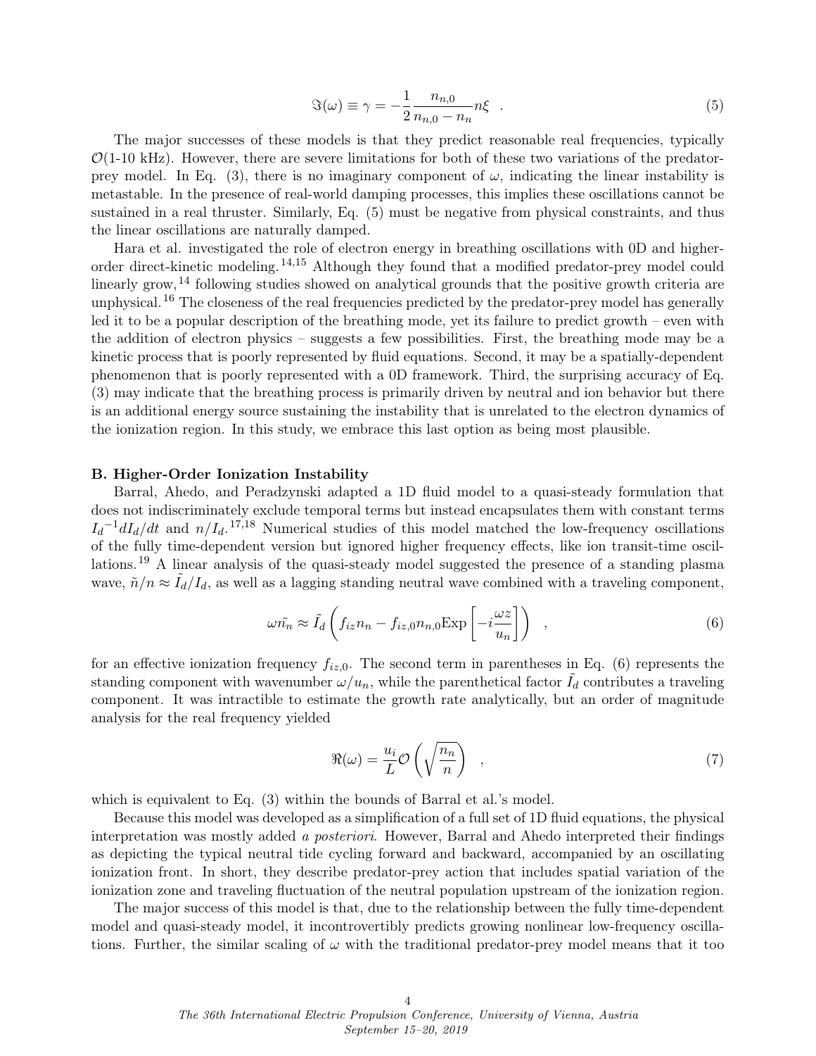$$\Im(\omega) \equiv \gamma = -\frac{1}{2}\frac{n_{n,0}}{n_{n,0} - n_n} n\xi \quad . \tag{5}$$

The major successes of these models is that they predict reasonable real frequencies, typically $\mathcal{O}$(1-10 kHz). However, there are severe limitations for both of these two variations of the predator-prey model. In Eq. (3), there is no imaginary component of $\omega$, indicating the linear instability is metastable. In the presence of real-world damping processes, this implies these oscillations cannot be sustained in a real thruster. Similarly, Eq. (5) must be negative from physical constraints, and thus the linear oscillations are naturally damped.

Hara et al. investigated the role of electron energy in breathing oscillations with 0D and higher-order direct-kinetic modeling.[14,15] Although they found that a modified predator-prey model could linearly grow,[14] following studies showed on analytical grounds that the positive growth criteria are unphysical.[16] The closeness of the real frequencies predicted by the predator-prey model has generally led it to be a popular description of the breathing mode, yet its failure to predict growth – even with the addition of electron physics – suggests a few possibilities. First, the breathing mode may be a kinetic process that is poorly represented by fluid equations. Second, it may be a spatially-dependent phenomenon that is poorly represented with a 0D framework. Third, the surprising accuracy of Eq. (3) may indicate that the breathing process is primarily driven by neutral and ion behavior but there is an additional energy source sustaining the instability that is unrelated to the electron dynamics of the ionization region. In this study, we embrace this last option as being most plausible.

### B. Higher-Order Ionization Instability

Barral, Ahedo, and Peradzynski adapted a 1D fluid model to a quasi-steady formulation that does not indiscriminately exclude temporal terms but instead encapsulates them with constant terms ${I_d}^{-1}dI_d/dt$ and $n/I_d$.[17,18] Numerical studies of this model matched the low-frequency oscillations of the fully time-dependent version but ignored higher frequency effects, like ion transit-time oscillations.[19] A linear analysis of the quasi-steady model suggested the presence of a standing plasma wave, $\tilde{n}/n \approx \tilde{I}_d/I_d$, as well as a lagging standing neutral wave combined with a traveling component,

$$\omega\tilde{n_n} \approx \tilde{I}_d\left(f_{iz}n_n - f_{iz,0}n_{n,0}\text{Exp}\left[-i\frac{\omega z}{u_n}\right]\right) \quad , \tag{6}$$

for an effective ionization frequency $f_{iz,0}$. The second term in parentheses in Eq. (6) represents the standing component with wavenumber $\omega/u_n$, while the parenthetical factor $\tilde{I}_d$ contributes a traveling component. It was intractible to estimate the growth rate analytically, but an order of magnitude analysis for the real frequency yielded

$$\Re(\omega) = \frac{u_i}{L}\mathcal{O}\left(\sqrt{\frac{n_n}{n}}\right) \quad , \tag{7}$$

which is equivalent to Eq. (3) within the bounds of Barral et al.'s model.

Because this model was developed as a simplification of a full set of 1D fluid equations, the physical interpretation was mostly added *a posteriori*. However, Barral and Ahedo interpreted their findings as depicting the typical neutral tide cycling forward and backward, accompanied by an oscillating ionization front. In short, they describe predator-prey action that includes spatial variation of the ionization zone and traveling fluctuation of the neutral population upstream of the ionization region.

The major success of this model is that, due to the relationship between the fully time-dependent model and quasi-steady model, it incontrovertibly predicts growing nonlinear low-frequency oscillations. Further, the similar scaling of $\omega$ with the traditional predator-prey model means that it too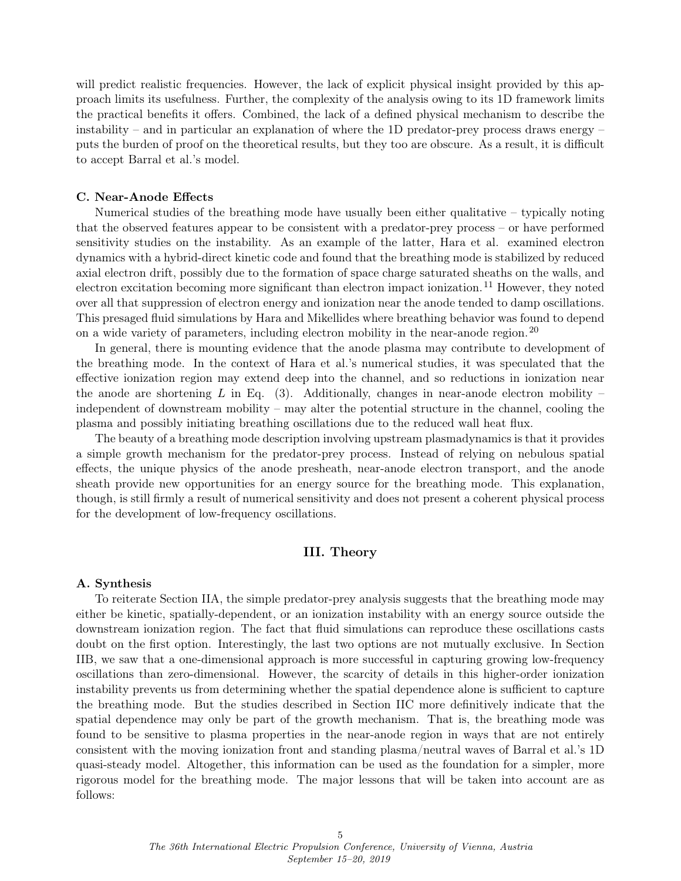will predict realistic frequencies. However, the lack of explicit physical insight provided by this approach limits its usefulness. Further, the complexity of the analysis owing to its 1D framework limits the practical benefits it offers. Combined, the lack of a defined physical mechanism to describe the instability – and in particular an explanation of where the 1D predator-prey process draws energy – puts the burden of proof on the theoretical results, but they too are obscure. As a result, it is difficult to accept Barral et al.'s model.

### C. Near-Anode Effects

Numerical studies of the breathing mode have usually been either qualitative – typically noting that the observed features appear to be consistent with a predator-prey process – or have performed sensitivity studies on the instability. As an example of the latter, Hara et al. examined electron dynamics with a hybrid-direct kinetic code and found that the breathing mode is stabilized by reduced axial electron drift, possibly due to the formation of space charge saturated sheaths on the walls, and electron excitation becoming more significant than electron impact ionization.[11] However, they noted over all that suppression of electron energy and ionization near the anode tended to damp oscillations. This presaged fluid simulations by Hara and Mikellides where breathing behavior was found to depend on a wide variety of parameters, including electron mobility in the near-anode region.[20]

In general, there is mounting evidence that the anode plasma may contribute to development of the breathing mode. In the context of Hara et al.'s numerical studies, it was speculated that the effective ionization region may extend deep into the channel, and so reductions in ionization near the anode are shortening $L$ in Eq. (3). Additionally, changes in near-anode electron mobility – independent of downstream mobility – may alter the potential structure in the channel, cooling the plasma and possibly initiating breathing oscillations due to the reduced wall heat flux.

The beauty of a breathing mode description involving upstream plasmadynamics is that it provides a simple growth mechanism for the predator-prey process. Instead of relying on nebulous spatial effects, the unique physics of the anode presheath, near-anode electron transport, and the anode sheath provide new opportunities for an energy source for the breathing mode. This explanation, though, is still firmly a result of numerical sensitivity and does not present a coherent physical process for the development of low-frequency oscillations.

## III. Theory

### A. Synthesis

To reiterate Section IIA, the simple predator-prey analysis suggests that the breathing mode may either be kinetic, spatially-dependent, or an ionization instability with an energy source outside the downstream ionization region. The fact that fluid simulations can reproduce these oscillations casts doubt on the first option. Interestingly, the last two options are not mutually exclusive. In Section IIB, we saw that a one-dimensional approach is more successful in capturing growing low-frequency oscillations than zero-dimensional. However, the scarcity of details in this higher-order ionization instability prevents us from determining whether the spatial dependence alone is sufficient to capture the breathing mode. But the studies described in Section IIC more definitively indicate that the spatial dependence may only be part of the growth mechanism. That is, the breathing mode was found to be sensitive to plasma properties in the near-anode region in ways that are not entirely consistent with the moving ionization front and standing plasma/neutral waves of Barral et al.'s 1D quasi-steady model. Altogether, this information can be used as the foundation for a simpler, more rigorous model for the breathing mode. The major lessons that will be taken into account are as follows: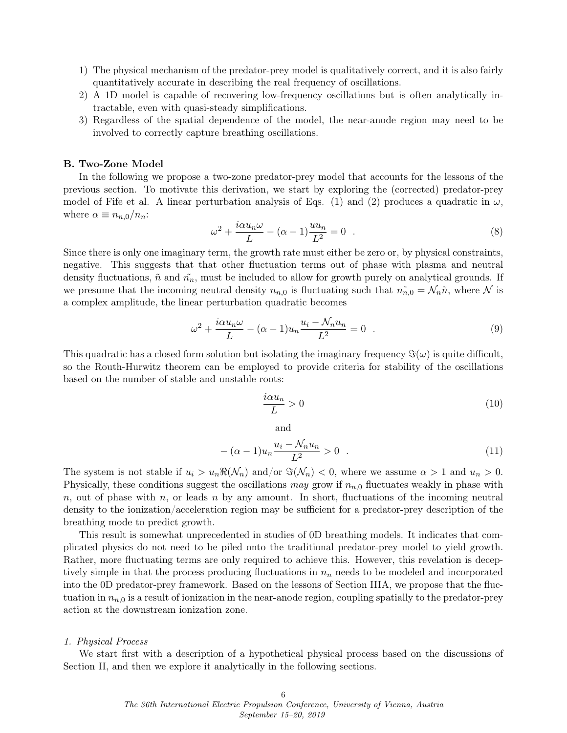1) The physical mechanism of the predator-prey model is qualitatively correct, and it is also fairly quantitatively accurate in describing the real frequency of oscillations.
2) A 1D model is capable of recovering low-frequency oscillations but is often analytically intractable, even with quasi-steady simplifications.
3) Regardless of the spatial dependence of the model, the near-anode region may need to be involved to correctly capture breathing oscillations.

### B. Two-Zone Model

In the following we propose a two-zone predator-prey model that accounts for the lessons of the previous section. To motivate this derivation, we start by exploring the (corrected) predator-prey model of Fife et al. A linear perturbation analysis of Eqs. (1) and (2) produces a quadratic in $\omega$, where $\alpha \equiv n_{n,0}/n_n$:

$$\omega^2 + \frac{i\alpha u_n \omega}{L} - (\alpha - 1)\frac{u u_n}{L^2} = 0 \quad . \tag{8}$$

Since there is only one imaginary term, the growth rate must either be zero or, by physical constraints, negative. This suggests that that other fluctuation terms out of phase with plasma and neutral density fluctuations, $\tilde{n}$ and $\tilde{n_n}$, must be included to allow for growth purely on analytical grounds. If we presume that the incoming neutral density $n_{n,0}$ is fluctuating such that $\tilde{n_{n,0}} = \mathcal{N}_n \tilde{n}$, where $\mathcal{N}$ is a complex amplitude, the linear perturbation quadratic becomes

$$\omega^2 + \frac{i\alpha u_n \omega}{L} - (\alpha - 1) u_n \frac{u_i - \mathcal{N}_n u_n}{L^2} = 0 \quad . \tag{9}$$

This quadratic has a closed form solution but isolating the imaginary frequency $\Im(\omega)$ is quite difficult, so the Routh-Hurwitz theorem can be employed to provide criteria for stability of the oscillations based on the number of stable and unstable roots:

$$\frac{i\alpha u_n}{L} > 0 \tag{10}$$

and

$$-(\alpha - 1) u_n \frac{u_i - \mathcal{N}_n u_n}{L^2} > 0 \quad . \tag{11}$$

The system is not stable if $u_i > u_n \Re(\mathcal{N}_n)$ and/or $\Im(\mathcal{N}_n) < 0$, where we assume $\alpha > 1$ and $u_n > 0$. Physically, these conditions suggest the oscillations *may* grow if $n_{n,0}$ fluctuates weakly in phase with $n$, out of phase with $n$, or leads $n$ by any amount. In short, fluctuations of the incoming neutral density to the ionization/acceleration region may be sufficient for a predator-prey description of the breathing mode to predict growth.

This result is somewhat unprecedented in studies of 0D breathing models. It indicates that complicated physics do not need to be piled onto the traditional predator-prey model to yield growth. Rather, more fluctuating terms are only required to achieve this. However, this revelation is deceptively simple in that the process producing fluctuations in $n_n$ needs to be modeled and incorporated into the 0D predator-prey framework. Based on the lessons of Section IIIA, we propose that the fluctuation in $n_{n,0}$ is a result of ionization in the near-anode region, coupling spatially to the predator-prey action at the downstream ionization zone.

#### 1. Physical Process

We start first with a description of a hypothetical physical process based on the discussions of Section II, and then we explore it analytically in the following sections.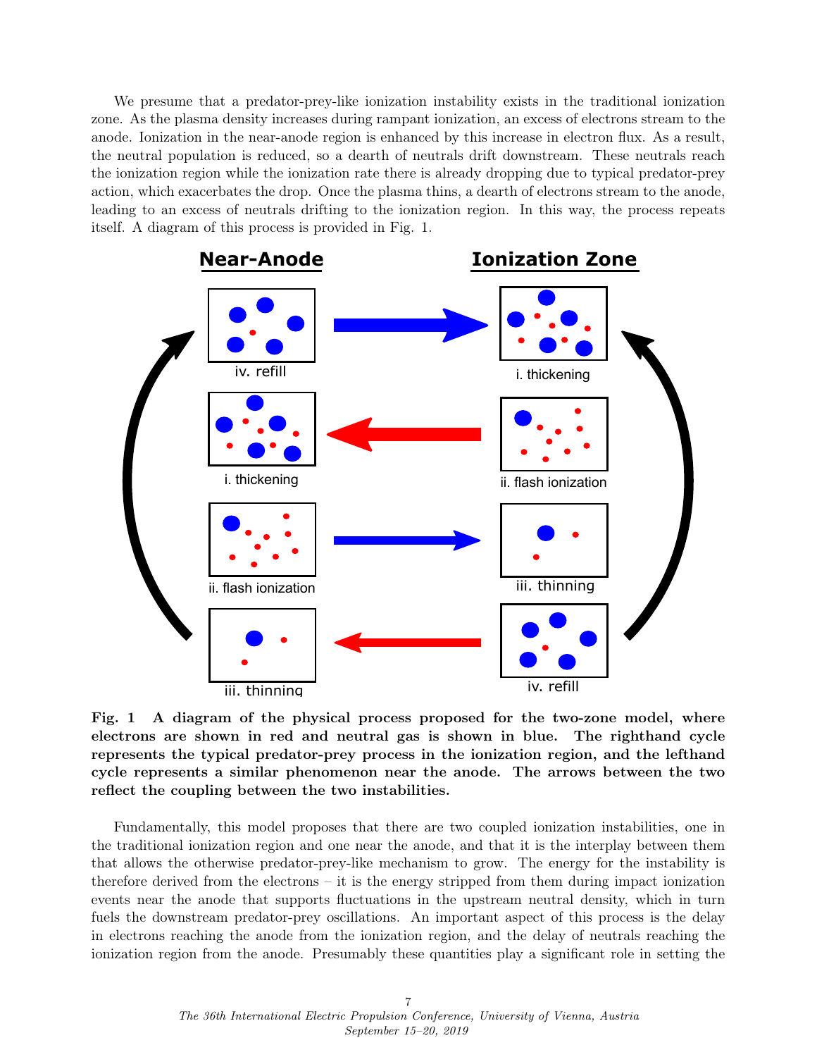We presume that a predator-prey-like ionization instability exists in the traditional ionization zone. As the plasma density increases during rampant ionization, an excess of electrons stream to the anode. Ionization in the near-anode region is enhanced by this increase in electron flux. As a result, the neutral population is reduced, so a dearth of neutrals drift downstream. These neutrals reach the ionization region while the ionization rate there is already dropping due to typical predator-prey action, which exacerbates the drop. Once the plasma thins, a dearth of electrons stream to the anode, leading to an excess of neutrals drifting to the ionization region. In this way, the process repeats itself. A diagram of this process is provided in Fig. 1.

**Fig. 1 A diagram of the physical process proposed for the two-zone model, where electrons are shown in red and neutral gas is shown in blue. The righthand cycle represents the typical predator-prey process in the ionization region, and the lefthand cycle represents a similar phenomenon near the anode. The arrows between the two reflect the coupling between the two instabilities.**

Fundamentally, this model proposes that there are two coupled ionization instabilities, one in the traditional ionization region and one near the anode, and that it is the interplay between them that allows the otherwise predator-prey-like mechanism to grow. The energy for the instability is therefore derived from the electrons – it is the energy stripped from them during impact ionization events near the anode that supports fluctuations in the upstream neutral density, which in turn fuels the downstream predator-prey oscillations. An important aspect of this process is the delay in electrons reaching the anode from the ionization region, and the delay of neutrals reaching the ionization region from the anode. Presumably these quantities play a significant role in setting the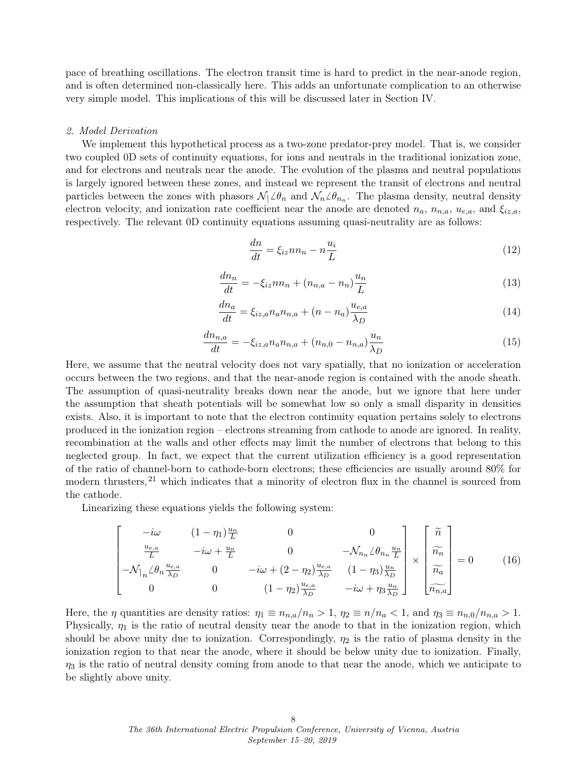pace of breathing oscillations. The electron transit time is hard to predict in the near-anode region, and is often determined non-classically here. This adds an unfortunate complication to an otherwise very simple model. This implications of this will be discussed later in Section IV.

### 2. Model Derivation

We implement this hypothetical process as a two-zone predator-prey model. That is, we consider two coupled 0D sets of continuity equations, for ions and neutrals in the traditional ionization zone, and for electrons and neutrals near the anode. The evolution of the plasma and neutral populations is largely ignored between these zones, and instead we represent the transit of electrons and neutral particles between the zones with phasors $\mathcal{N}_\rceil \angle\theta_n$ and $\mathcal{N}_n \angle\theta_{n_n}$. The plasma density, neutral density electron velocity, and ionization rate coefficient near the anode are denoted $n_a$, $n_{n,a}$, $u_{e,a}$, and $\xi_{iz,a}$, respectively. The relevant 0D continuity equations assuming quasi-neutrality are as follows:

$$\frac{dn}{dt} = \xi_{iz} n n_n - n\frac{u_i}{L} \tag{12}$$

$$\frac{dn_n}{dt} = -\xi_{iz} n n_n + (n_{n,a} - n_n)\frac{u_n}{L} \tag{13}$$

$$\frac{dn_a}{dt} = \xi_{iz,a} n_a n_{n,a} + (n - n_a)\frac{u_{e,a}}{\lambda_D} \tag{14}$$

$$\frac{dn_{n,a}}{dt} = -\xi_{iz,a} n_a n_{n,a} + (n_{n,0} - n_{n,a})\frac{u_n}{\lambda_D} \tag{15}$$

Here, we assume that the neutral velocity does not vary spatially, that no ionization or acceleration occurs between the two regions, and that the near-anode region is contained with the anode sheath. The assumption of quasi-neutrality breaks down near the anode, but we ignore that here under the assumption that sheath potentials will be somewhat low so only a small disparity in densities exists. Also, it is important to note that the electron continuity equation pertains solely to electrons produced in the ionization region – electrons streaming from cathode to anode are ignored. In reality, recombination at the walls and other effects may limit the number of electrons that belong to this neglected group. In fact, we expect that the current utilization efficiency is a good representation of the ratio of channel-born to cathode-born electrons; these efficiencies are usually around 80% for modern thrusters,[21] which indicates that a minority of electron flux in the channel is sourced from the cathode.

Linearizing these equations yields the following system:

$$\begin{bmatrix} -i\omega & (1-\eta_1)\frac{u_n}{L} & 0 & 0 \\ \frac{u_{e,a}}{L} & -i\omega + \frac{u_n}{L} & 0 & -\mathcal{N}_{n_n}\angle\theta_{n_n}\frac{u_n}{L} \\ -\mathcal{N}_{\rceil_n}\angle\theta_n \frac{u_{e,a}}{\lambda_D} & 0 & -i\omega + (2-\eta_2)\frac{u_{e,a}}{\lambda_D} & (1-\eta_3)\frac{u_n}{\lambda_D} \\ 0 & 0 & (1-\eta_2)\frac{u_{e,a}}{\lambda_D} & -i\omega + \eta_3\frac{u_n}{\lambda_D} \end{bmatrix} \times \begin{bmatrix} \widetilde{n} \\ \widetilde{n_n} \\ \widetilde{n_a} \\ \widetilde{n_{n,a}} \end{bmatrix} = 0 \tag{16}$$

Here, the $\eta$ quantities are density ratios: $\eta_1 \equiv n_{n,a}/n_n > 1$, $\eta_2 \equiv n/n_a < 1$, and $\eta_3 \equiv n_{n,0}/n_{n,a} > 1$. Physically, $\eta_1$ is the ratio of neutral density near the anode to that in the ionization region, which should be above unity due to ionization. Correspondingly, $\eta_2$ is the ratio of plasma density in the ionization region to that near the anode, where it should be below unity due to ionization. Finally, $\eta_3$ is the ratio of neutral density coming from anode to that near the anode, which we anticipate to be slightly above unity.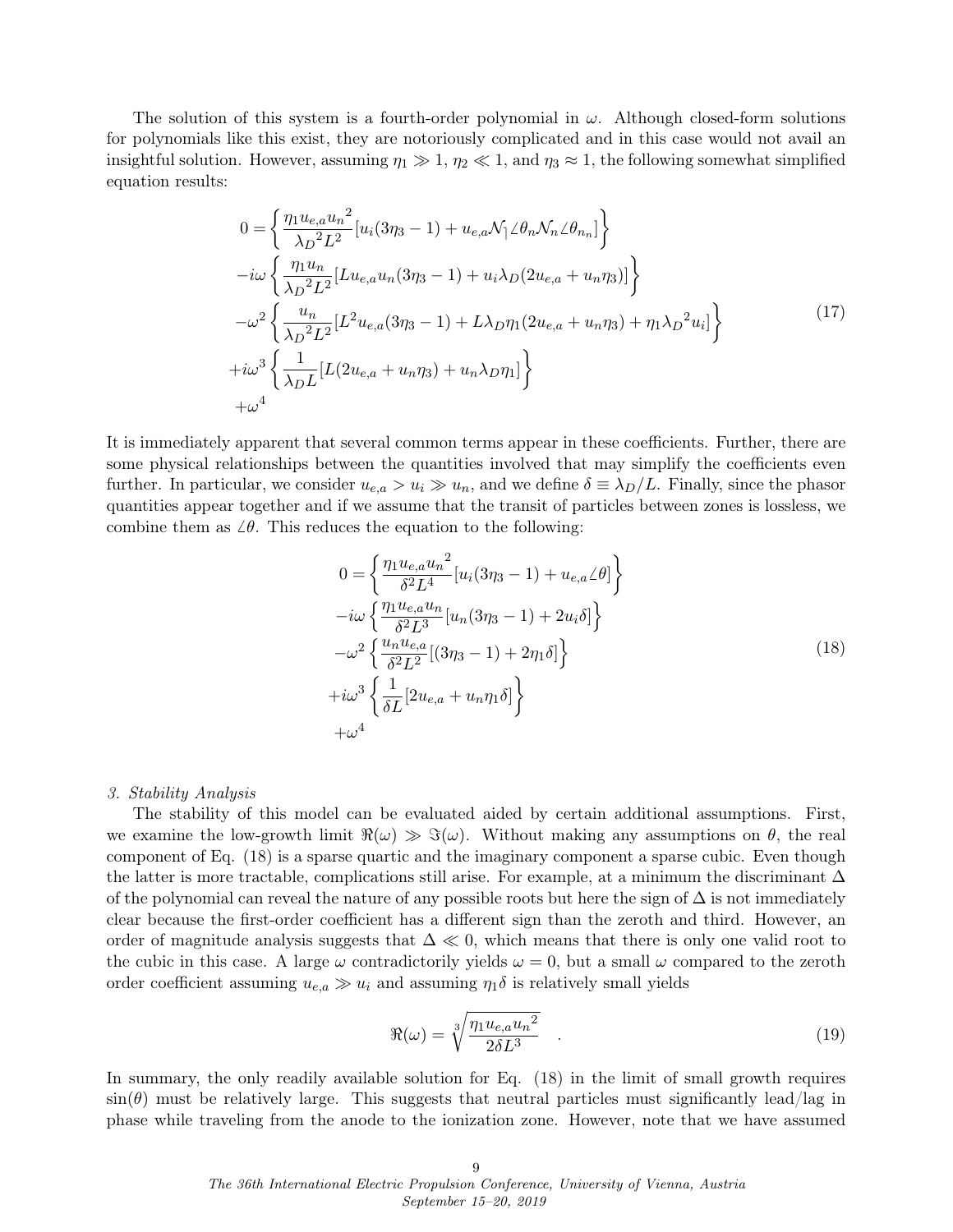The solution of this system is a fourth-order polynomial in $\omega$. Although closed-form solutions for polynomials like this exist, they are notoriously complicated and in this case would not avail an insightful solution. However, assuming $\eta_1 \gg 1$, $\eta_2 \ll 1$, and $\eta_3 \approx 1$, the following somewhat simplified equation results:

$$
\begin{aligned}
0 = &\left\{ \frac{\eta_1 u_{e,a} {u_n}^2}{{\lambda_D}^2 L^2} [u_i(3\eta_3 - 1) + u_{e,a} \mathcal{N}_\rceil \angle\theta_n \mathcal{N}_n \angle\theta_{n_n}] \right\} \\
&-i\omega \left\{ \frac{\eta_1 u_n}{{\lambda_D}^2 L^2} [L u_{e,a} u_n (3\eta_3 - 1) + u_i \lambda_D (2u_{e,a} + u_n \eta_3)] \right\} \\
&-\omega^2 \left\{ \frac{u_n}{{\lambda_D}^2 L^2} [L^2 u_{e,a}(3\eta_3 - 1) + L\lambda_D \eta_1 (2u_{e,a} + u_n \eta_3) + \eta_1 {\lambda_D}^2 u_i] \right\} \\
&+i\omega^3 \left\{ \frac{1}{\lambda_D L} [L(2u_{e,a} + u_n \eta_3) + u_n \lambda_D \eta_1] \right\} \\
&+\omega^4
\end{aligned}
\tag{17}
$$

It is immediately apparent that several common terms appear in these coefficients. Further, there are some physical relationships between the quantities involved that may simplify the coefficients even further. In particular, we consider $u_{e,a} > u_i \gg u_n$, and we define $\delta \equiv \lambda_D / L$. Finally, since the phasor quantities appear together and if we assume that the transit of particles between zones is lossless, we combine them as $\angle\theta$. This reduces the equation to the following:

$$
\begin{aligned}
0 = &\left\{ \frac{\eta_1 u_{e,a} {u_n}^2}{\delta^2 L^4} [u_i(3\eta_3 - 1) + u_{e,a} \angle\theta] \right\} \\
&-i\omega \left\{ \frac{\eta_1 u_{e,a} u_n}{\delta^2 L^3} [u_n(3\eta_3 - 1) + 2u_i \delta] \right\} \\
&-\omega^2 \left\{ \frac{u_n u_{e,a}}{\delta^2 L^2} [(3\eta_3 - 1) + 2\eta_1 \delta] \right\} \\
&+i\omega^3 \left\{ \frac{1}{\delta L} [2u_{e,a} + u_n \eta_1 \delta] \right\} \\
&+\omega^4
\end{aligned}
\tag{18}
$$

*3. Stability Analysis*

The stability of this model can be evaluated aided by certain additional assumptions. First, we examine the low-growth limit $\Re(\omega) \gg \Im(\omega)$. Without making any assumptions on $\theta$, the real component of Eq. (18) is a sparse quartic and the imaginary component a sparse cubic. Even though the latter is more tractable, complications still arise. For example, at a minimum the discriminant $\Delta$ of the polynomial can reveal the nature of any possible roots but here the sign of $\Delta$ is not immediately clear because the first-order coefficient has a different sign than the zeroth and third. However, an order of magnitude analysis suggests that $\Delta \ll 0$, which means that there is only one valid root to the cubic in this case. A large $\omega$ contradictorily yields $\omega = 0$, but a small $\omega$ compared to the zeroth order coefficient assuming $u_{e,a} \gg u_i$ and assuming $\eta_1 \delta$ is relatively small yields

$$
\Re(\omega) = \sqrt[3]{\frac{\eta_1 u_{e,a} {u_n}^2}{2\delta L^3}} \quad . \tag{19}
$$

In summary, the only readily available solution for Eq. (18) in the limit of small growth requires $\sin(\theta)$ must be relatively large. This suggests that neutral particles must significantly lead/lag in phase while traveling from the anode to the ionization zone. However, note that we have assumed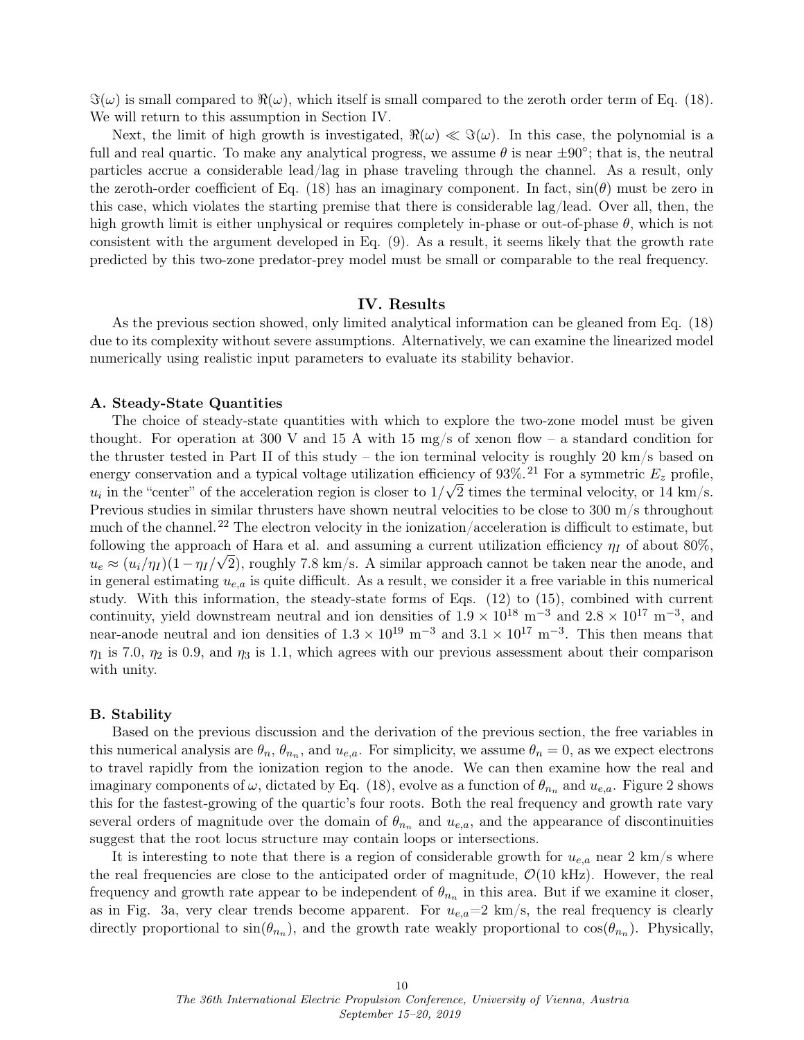$\Im(\omega)$ is small compared to $\Re(\omega)$, which itself is small compared to the zeroth order term of Eq. (18). We will return to this assumption in Section IV.

Next, the limit of high growth is investigated, $\Re(\omega) \ll \Im(\omega)$. In this case, the polynomial is a full and real quartic. To make any analytical progress, we assume $\theta$ is near $\pm 90°$; that is, the neutral particles accrue a considerable lead/lag in phase traveling through the channel. As a result, only the zeroth-order coefficient of Eq. (18) has an imaginary component. In fact, $\sin(\theta)$ must be zero in this case, which violates the starting premise that there is considerable lag/lead. Over all, then, the high growth limit is either unphysical or requires completely in-phase or out-of-phase $\theta$, which is not consistent with the argument developed in Eq. (9). As a result, it seems likely that the growth rate predicted by this two-zone predator-prey model must be small or comparable to the real frequency.

## IV. Results

As the previous section showed, only limited analytical information can be gleaned from Eq. (18) due to its complexity without severe assumptions. Alternatively, we can examine the linearized model numerically using realistic input parameters to evaluate its stability behavior.

### A. Steady-State Quantities

The choice of steady-state quantities with which to explore the two-zone model must be given thought. For operation at 300 V and 15 A with 15 mg/s of xenon flow – a standard condition for the thruster tested in Part II of this study – the ion terminal velocity is roughly 20 km/s based on energy conservation and a typical voltage utilization efficiency of 93%.[21] For a symmetric $E_z$ profile, $u_i$ in the "center" of the acceleration region is closer to $1/\sqrt{2}$ times the terminal velocity, or 14 km/s. Previous studies in similar thrusters have shown neutral velocities to be close to 300 m/s throughout much of the channel.[22] The electron velocity in the ionization/acceleration is difficult to estimate, but following the approach of Hara et al. and assuming a current utilization efficiency $\eta_I$ of about 80%, $u_e \approx (u_i/\eta_I)(1-\eta_I/\sqrt{2})$, roughly 7.8 km/s. A similar approach cannot be taken near the anode, and in general estimating $u_{e,a}$ is quite difficult. As a result, we consider it a free variable in this numerical study. With this information, the steady-state forms of Eqs. (12) to (15), combined with current continuity, yield downstream neutral and ion densities of $1.9 \times 10^{18}$ m$^{-3}$ and $2.8 \times 10^{17}$ m$^{-3}$, and near-anode neutral and ion densities of $1.3 \times 10^{19}$ m$^{-3}$ and $3.1 \times 10^{17}$ m$^{-3}$. This then means that $\eta_1$ is 7.0, $\eta_2$ is 0.9, and $\eta_3$ is 1.1, which agrees with our previous assessment about their comparison with unity.

### B. Stability

Based on the previous discussion and the derivation of the previous section, the free variables in this numerical analysis are $\theta_n$, $\theta_{n_n}$, and $u_{e,a}$. For simplicity, we assume $\theta_n = 0$, as we expect electrons to travel rapidly from the ionization region to the anode. We can then examine how the real and imaginary components of $\omega$, dictated by Eq. (18), evolve as a function of $\theta_{n_n}$ and $u_{e,a}$. Figure 2 shows this for the fastest-growing of the quartic's four roots. Both the real frequency and growth rate vary several orders of magnitude over the domain of $\theta_{n_n}$ and $u_{e,a}$, and the appearance of discontinuities suggest that the root locus structure may contain loops or intersections.

It is interesting to note that there is a region of considerable growth for $u_{e,a}$ near 2 km/s where the real frequencies are close to the anticipated order of magnitude, $\mathcal{O}$(10 kHz). However, the real frequency and growth rate appear to be independent of $\theta_{n_n}$ in this area. But if we examine it closer, as in Fig. 3a, very clear trends become apparent. For $u_{e,a}$=2 km/s, the real frequency is clearly directly proportional to $\sin(\theta_{n_n})$, and the growth rate weakly proportional to $\cos(\theta_{n_n})$. Physically,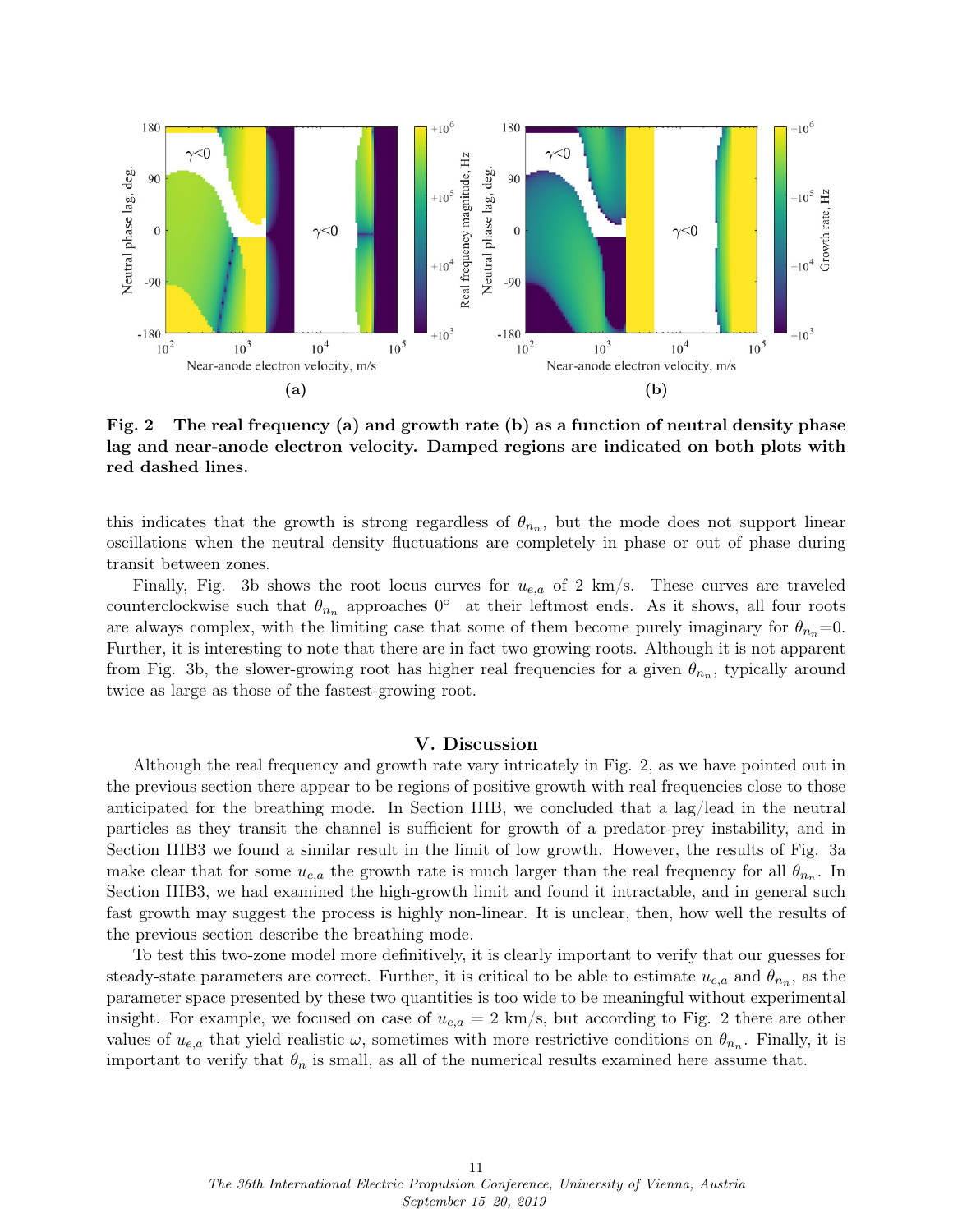**Fig. 2 The real frequency (a) and growth rate (b) as a function of neutral density phase lag and near-anode electron velocity. Damped regions are indicated on both plots with red dashed lines.**

this indicates that the growth is strong regardless of $\theta_{n_n}$, but the mode does not support linear oscillations when the neutral density fluctuations are completely in phase or out of phase during transit between zones.

Finally, Fig. 3b shows the root locus curves for $u_{e,a}$ of 2 km/s. These curves are traveled counterclockwise such that $\theta_{n_n}$ approaches 0° at their leftmost ends. As it shows, all four roots are always complex, with the limiting case that some of them become purely imaginary for $\theta_{n_n}$=0. Further, it is interesting to note that there are in fact two growing roots. Although it is not apparent from Fig. 3b, the slower-growing root has higher real frequencies for a given $\theta_{n_n}$, typically around twice as large as those of the fastest-growing root.

## V. Discussion

Although the real frequency and growth rate vary intricately in Fig. 2, as we have pointed out in the previous section there appear to be regions of positive growth with real frequencies close to those anticipated for the breathing mode. In Section IIIB, we concluded that a lag/lead in the neutral particles as they transit the channel is sufficient for growth of a predator-prey instability, and in Section IIIB3 we found a similar result in the limit of low growth. However, the results of Fig. 3a make clear that for some $u_{e,a}$ the growth rate is much larger than the real frequency for all $\theta_{n_n}$. In Section IIIB3, we had examined the high-growth limit and found it intractable, and in general such fast growth may suggest the process is highly non-linear. It is unclear, then, how well the results of the previous section describe the breathing mode.

To test this two-zone model more definitively, it is clearly important to verify that our guesses for steady-state parameters are correct. Further, it is critical to be able to estimate $u_{e,a}$ and $\theta_{n_n}$, as the parameter space presented by these two quantities is too wide to be meaningful without experimental insight. For example, we focused on case of $u_{e,a}$ = 2 km/s, but according to Fig. 2 there are other values of $u_{e,a}$ that yield realistic $\omega$, sometimes with more restrictive conditions on $\theta_{n_n}$. Finally, it is important to verify that $\theta_n$ is small, as all of the numerical results examined here assume that.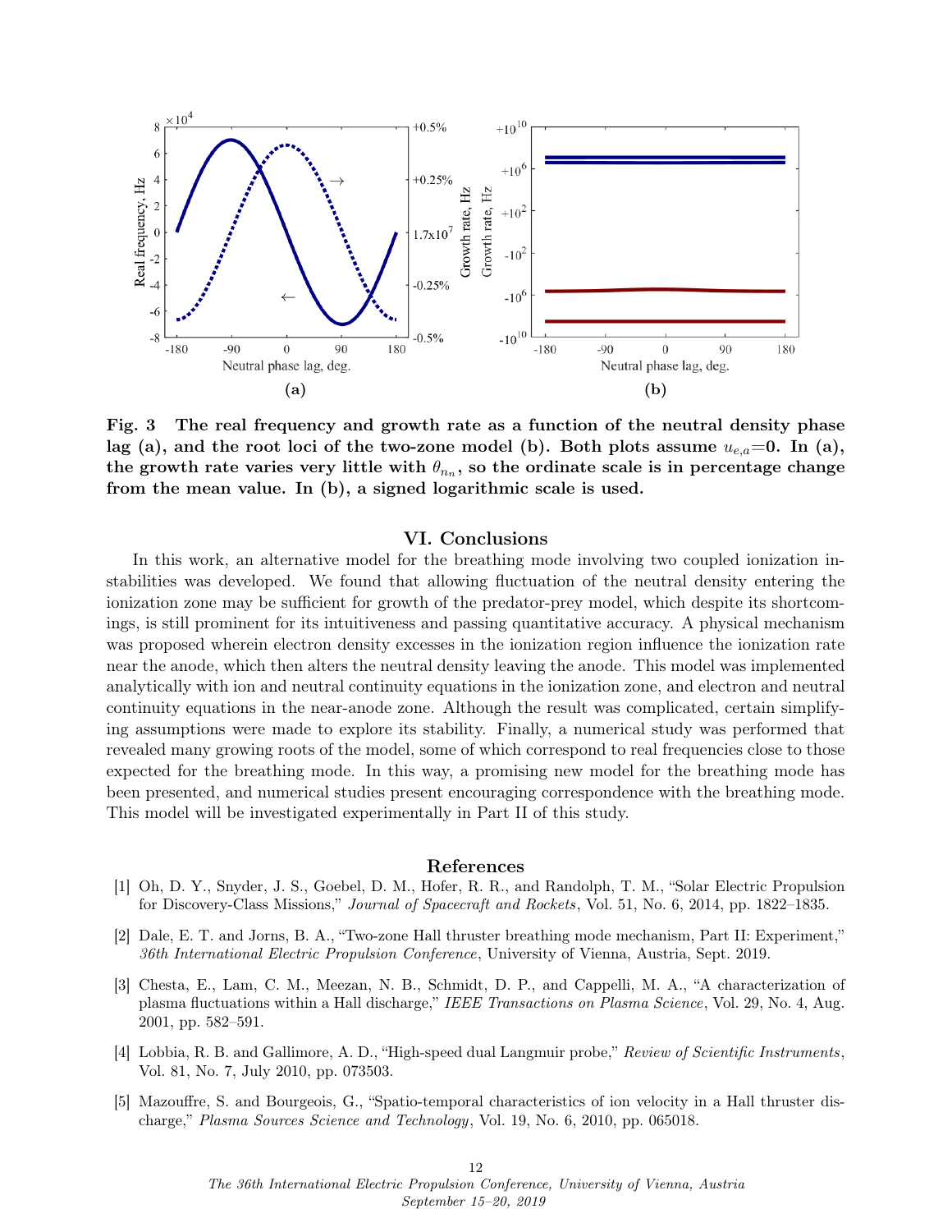**Fig. 3 The real frequency and growth rate as a function of the neutral density phase lag (a), and the root loci of the two-zone model (b). Both plots assume $u_{e,a}$=0. In (a), the growth rate varies very little with $\theta_{n_n}$, so the ordinate scale is in percentage change from the mean value. In (b), a signed logarithmic scale is used.**

## VI. Conclusions

In this work, an alternative model for the breathing mode involving two coupled ionization instabilities was developed. We found that allowing fluctuation of the neutral density entering the ionization zone may be sufficient for growth of the predator-prey model, which despite its shortcomings, is still prominent for its intuitiveness and passing quantitative accuracy. A physical mechanism was proposed wherein electron density excesses in the ionization region influence the ionization rate near the anode, which then alters the neutral density leaving the anode. This model was implemented analytically with ion and neutral continuity equations in the ionization zone, and electron and neutral continuity equations in the near-anode zone. Although the result was complicated, certain simplifying assumptions were made to explore its stability. Finally, a numerical study was performed that revealed many growing roots of the model, some of which correspond to real frequencies close to those expected for the breathing mode. In this way, a promising new model for the breathing mode has been presented, and numerical studies present encouraging correspondence with the breathing mode. This model will be investigated experimentally in Part II of this study.

## References

[1] Oh, D. Y., Snyder, J. S., Goebel, D. M., Hofer, R. R., and Randolph, T. M., "Solar Electric Propulsion for Discovery-Class Missions," *Journal of Spacecraft and Rockets*, Vol. 51, No. 6, 2014, pp. 1822–1835.

[2] Dale, E. T. and Jorns, B. A., "Two-zone Hall thruster breathing mode mechanism, Part II: Experiment," *36th International Electric Propulsion Conference*, University of Vienna, Austria, Sept. 2019.

[3] Chesta, E., Lam, C. M., Meezan, N. B., Schmidt, D. P., and Cappelli, M. A., "A characterization of plasma fluctuations within a Hall discharge," *IEEE Transactions on Plasma Science*, Vol. 29, No. 4, Aug. 2001, pp. 582–591.

[4] Lobbia, R. B. and Gallimore, A. D., "High-speed dual Langmuir probe," *Review of Scientific Instruments*, Vol. 81, No. 7, July 2010, pp. 073503.

[5] Mazouffre, S. and Bourgeois, G., "Spatio-temporal characteristics of ion velocity in a Hall thruster discharge," *Plasma Sources Science and Technology*, Vol. 19, No. 6, 2010, pp. 065018.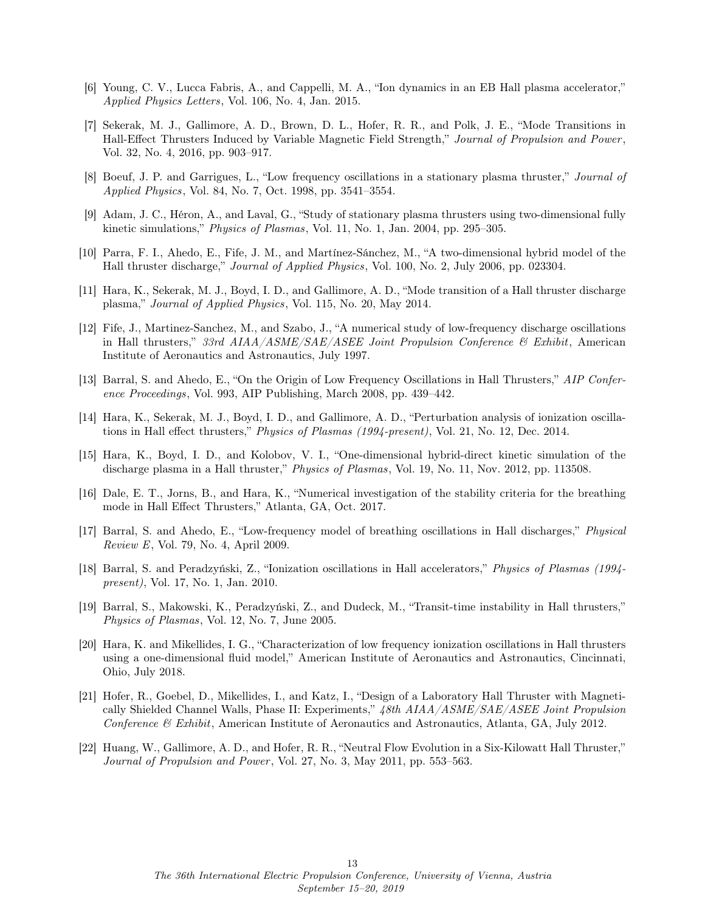[6] Young, C. V., Lucca Fabris, A., and Cappelli, M. A., "Ion dynamics in an EB Hall plasma accelerator," *Applied Physics Letters*, Vol. 106, No. 4, Jan. 2015.

[7] Sekerak, M. J., Gallimore, A. D., Brown, D. L., Hofer, R. R., and Polk, J. E., "Mode Transitions in Hall-Effect Thrusters Induced by Variable Magnetic Field Strength," *Journal of Propulsion and Power*, Vol. 32, No. 4, 2016, pp. 903–917.

[8] Boeuf, J. P. and Garrigues, L., "Low frequency oscillations in a stationary plasma thruster," *Journal of Applied Physics*, Vol. 84, No. 7, Oct. 1998, pp. 3541–3554.

[9] Adam, J. C., Héron, A., and Laval, G., "Study of stationary plasma thrusters using two-dimensional fully kinetic simulations," *Physics of Plasmas*, Vol. 11, No. 1, Jan. 2004, pp. 295–305.

[10] Parra, F. I., Ahedo, E., Fife, J. M., and Martínez-Sánchez, M., "A two-dimensional hybrid model of the Hall thruster discharge," *Journal of Applied Physics*, Vol. 100, No. 2, July 2006, pp. 023304.

[11] Hara, K., Sekerak, M. J., Boyd, I. D., and Gallimore, A. D., "Mode transition of a Hall thruster discharge plasma," *Journal of Applied Physics*, Vol. 115, No. 20, May 2014.

[12] Fife, J., Martinez-Sanchez, M., and Szabo, J., "A numerical study of low-frequency discharge oscillations in Hall thrusters," *33rd AIAA/ASME/SAE/ASEE Joint Propulsion Conference & Exhibit*, American Institute of Aeronautics and Astronautics, July 1997.

[13] Barral, S. and Ahedo, E., "On the Origin of Low Frequency Oscillations in Hall Thrusters," *AIP Conference Proceedings*, Vol. 993, AIP Publishing, March 2008, pp. 439–442.

[14] Hara, K., Sekerak, M. J., Boyd, I. D., and Gallimore, A. D., "Perturbation analysis of ionization oscillations in Hall effect thrusters," *Physics of Plasmas (1994-present)*, Vol. 21, No. 12, Dec. 2014.

[15] Hara, K., Boyd, I. D., and Kolobov, V. I., "One-dimensional hybrid-direct kinetic simulation of the discharge plasma in a Hall thruster," *Physics of Plasmas*, Vol. 19, No. 11, Nov. 2012, pp. 113508.

[16] Dale, E. T., Jorns, B., and Hara, K., "Numerical investigation of the stability criteria for the breathing mode in Hall Effect Thrusters," Atlanta, GA, Oct. 2017.

[17] Barral, S. and Ahedo, E., "Low-frequency model of breathing oscillations in Hall discharges," *Physical Review E*, Vol. 79, No. 4, April 2009.

[18] Barral, S. and Peradzyński, Z., "Ionization oscillations in Hall accelerators," *Physics of Plasmas (1994-present)*, Vol. 17, No. 1, Jan. 2010.

[19] Barral, S., Makowski, K., Peradzyński, Z., and Dudeck, M., "Transit-time instability in Hall thrusters," *Physics of Plasmas*, Vol. 12, No. 7, June 2005.

[20] Hara, K. and Mikellides, I. G., "Characterization of low frequency ionization oscillations in Hall thrusters using a one-dimensional fluid model," American Institute of Aeronautics and Astronautics, Cincinnati, Ohio, July 2018.

[21] Hofer, R., Goebel, D., Mikellides, I., and Katz, I., "Design of a Laboratory Hall Thruster with Magnetically Shielded Channel Walls, Phase II: Experiments," *48th AIAA/ASME/SAE/ASEE Joint Propulsion Conference & Exhibit*, American Institute of Aeronautics and Astronautics, Atlanta, GA, July 2012.

[22] Huang, W., Gallimore, A. D., and Hofer, R. R., "Neutral Flow Evolution in a Six-Kilowatt Hall Thruster," *Journal of Propulsion and Power*, Vol. 27, No. 3, May 2011, pp. 553–563.